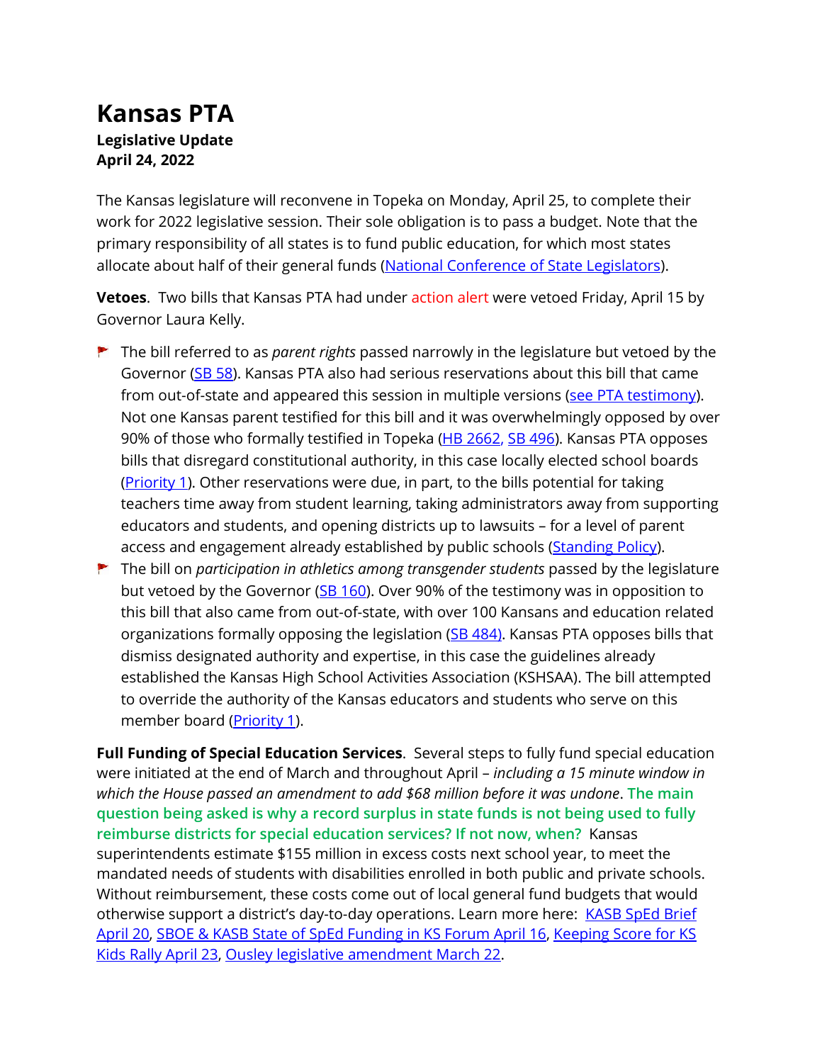# Kansas PTA

**Legislative Update**
**April 24, 2022**

The Kansas legislature will reconvene in Topeka on Monday, April 25, to complete their work for 2022 legislative session. Their sole obligation is to pass a budget. Note that the primary responsibility of all states is to fund public education, for which most states allocate about half of their general funds (National Conference of State Legislators).

**Vetoes**. Two bills that Kansas PTA had under action alert were vetoed Friday, April 15 by Governor Laura Kelly.

- The bill referred to as *parent rights* passed narrowly in the legislature but vetoed by the Governor (SB 58). Kansas PTA also had serious reservations about this bill that came from out-of-state and appeared this session in multiple versions (see PTA testimony). Not one Kansas parent testified for this bill and it was overwhelmingly opposed by over 90% of those who formally testified in Topeka (HB 2662, SB 496). Kansas PTA opposes bills that disregard constitutional authority, in this case locally elected school boards (Priority 1). Other reservations were due, in part, to the bills potential for taking teachers time away from student learning, taking administrators away from supporting educators and students, and opening districts up to lawsuits – for a level of parent access and engagement already established by public schools (Standing Policy).
- The bill on *participation in athletics among transgender students* passed by the legislature but vetoed by the Governor (SB 160). Over 90% of the testimony was in opposition to this bill that also came from out-of-state, with over 100 Kansans and education related organizations formally opposing the legislation (SB 484). Kansas PTA opposes bills that dismiss designated authority and expertise, in this case the guidelines already established the Kansas High School Activities Association (KSHSAA). The bill attempted to override the authority of the Kansas educators and students who serve on this member board (Priority 1).

**Full Funding of Special Education Services**. Several steps to fully fund special education were initiated at the end of March and throughout April – *including a 15 minute window in which the House passed an amendment to add $68 million before it was undone*. The main question being asked is why a record surplus in state funds is not being used to fully reimburse districts for special education services? If not now, when? Kansas superintendents estimate $155 million in excess costs next school year, to meet the mandated needs of students with disabilities enrolled in both public and private schools. Without reimbursement, these costs come out of local general fund budgets that would otherwise support a district's day-to-day operations. Learn more here: KASB SpEd Brief April 20, SBOE & KASB State of SpEd Funding in KS Forum April 16, Keeping Score for KS Kids Rally April 23, Ousley legislative amendment March 22.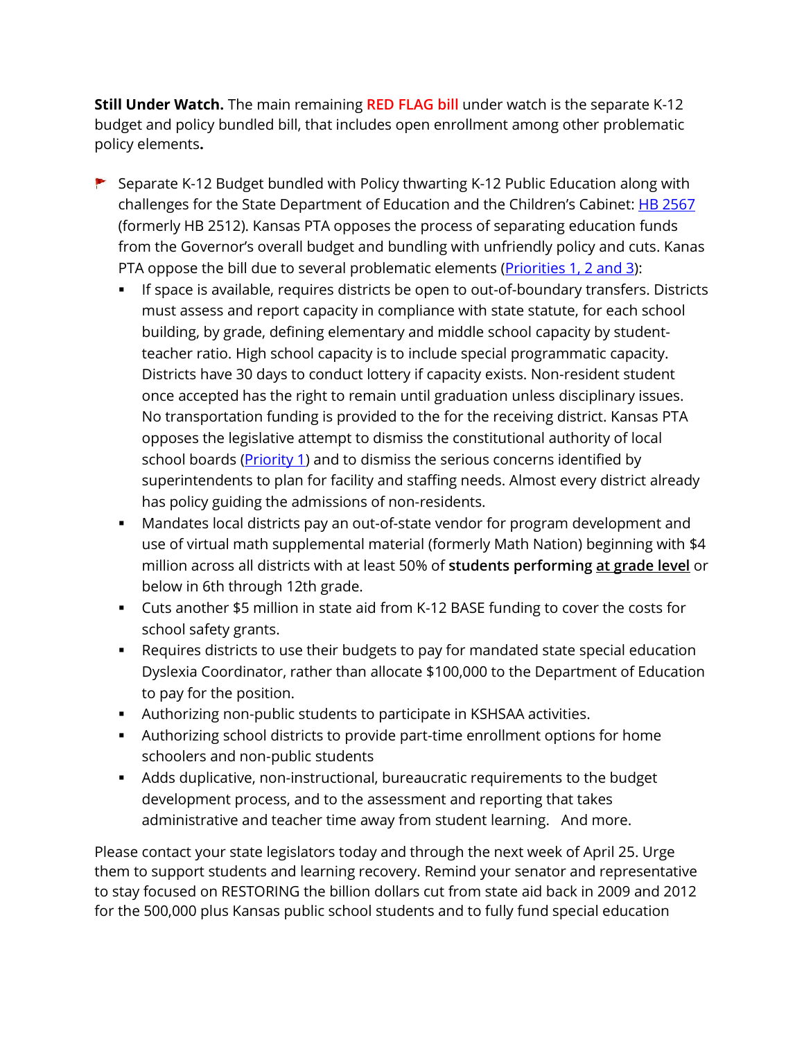**Still Under Watch.** The main remaining RED FLAG bill under watch is the separate K-12 budget and policy bundled bill, that includes open enrollment among other problematic policy elements**.**

- Separate K-12 Budget bundled with Policy thwarting K-12 Public Education along with challenges for the State Department of Education and the Children's Cabinet: HB 2567 (formerly HB 2512). Kansas PTA opposes the process of separating education funds from the Governor's overall budget and bundling with unfriendly policy and cuts. Kanas PTA oppose the bill due to several problematic elements (Priorities 1, 2 and 3):
  - If space is available, requires districts be open to out-of-boundary transfers. Districts must assess and report capacity in compliance with state statute, for each school building, by grade, defining elementary and middle school capacity by student-teacher ratio. High school capacity is to include special programmatic capacity. Districts have 30 days to conduct lottery if capacity exists. Non-resident student once accepted has the right to remain until graduation unless disciplinary issues. No transportation funding is provided to the for the receiving district. Kansas PTA opposes the legislative attempt to dismiss the constitutional authority of local school boards (Priority 1) and to dismiss the serious concerns identified by superintendents to plan for facility and staffing needs. Almost every district already has policy guiding the admissions of non-residents.
  - Mandates local districts pay an out-of-state vendor for program development and use of virtual math supplemental material (formerly Math Nation) beginning with $4 million across all districts with at least 50% of **students performing at grade level** or below in 6th through 12th grade.
  - Cuts another $5 million in state aid from K-12 BASE funding to cover the costs for school safety grants.
  - Requires districts to use their budgets to pay for mandated state special education Dyslexia Coordinator, rather than allocate $100,000 to the Department of Education to pay for the position.
  - Authorizing non-public students to participate in KSHSAA activities.
  - Authorizing school districts to provide part-time enrollment options for home schoolers and non-public students
  - Adds duplicative, non-instructional, bureaucratic requirements to the budget development process, and to the assessment and reporting that takes administrative and teacher time away from student learning. And more.

Please contact your state legislators today and through the next week of April 25. Urge them to support students and learning recovery. Remind your senator and representative to stay focused on RESTORING the billion dollars cut from state aid back in 2009 and 2012 for the 500,000 plus Kansas public school students and to fully fund special education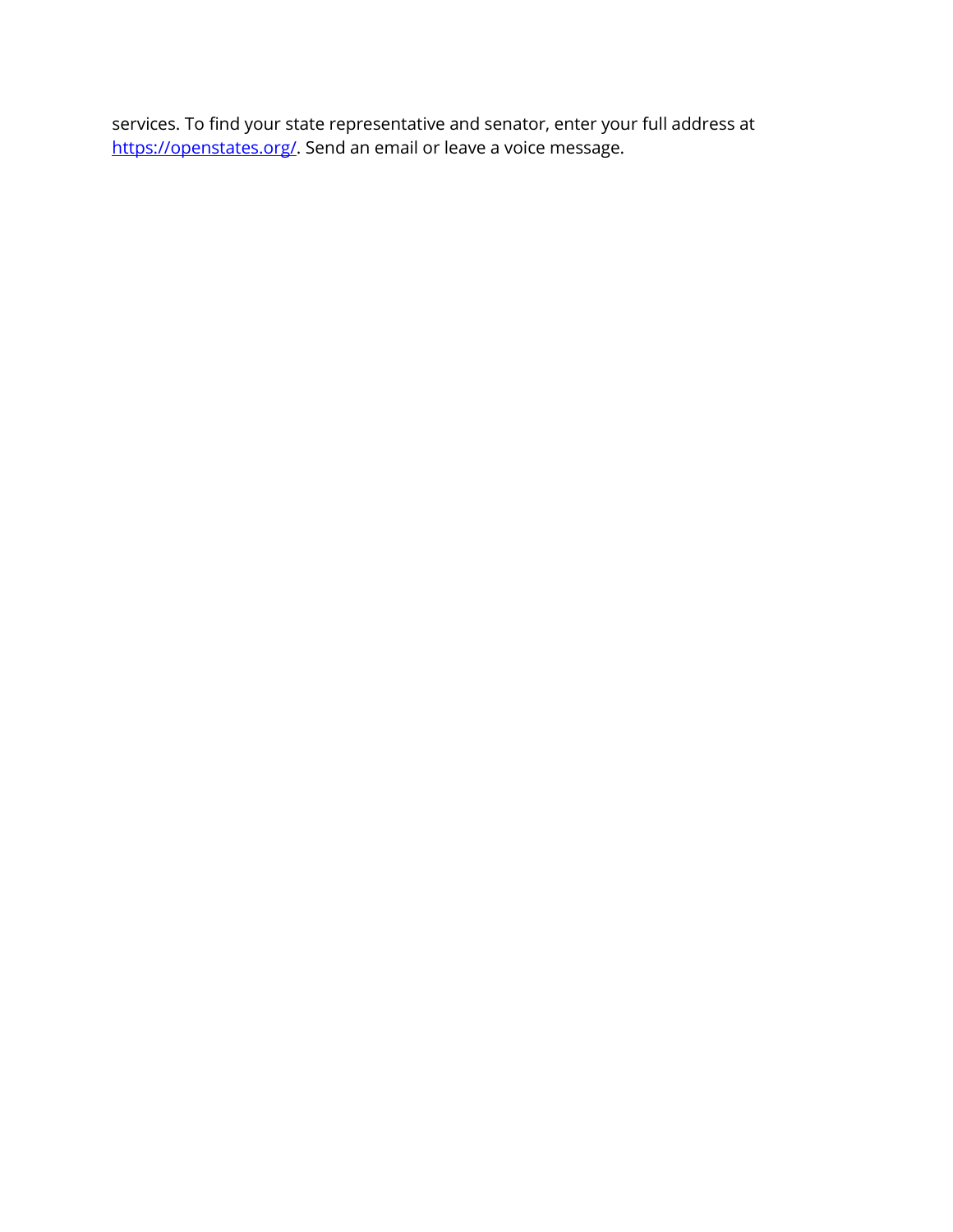services. To find your state representative and senator, enter your full address at [https://openstates.org/](https://openstates.org/). Send an email or leave a voice message.